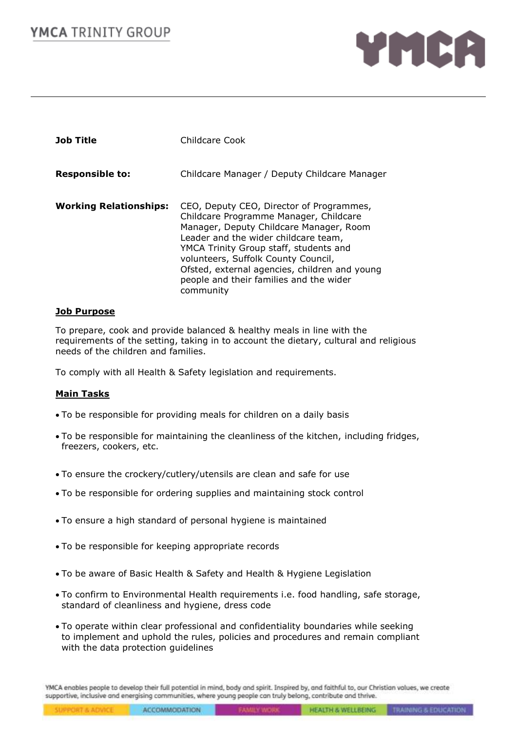| | |
|---|---|
| **Job Title** | Childcare Cook |
| **Responsible to:** | Childcare Manager / Deputy Childcare Manager |
| **Working Relationships:** | CEO, Deputy CEO, Director of Programmes, Childcare Programme Manager, Childcare Manager, Deputy Childcare Manager, Room Leader and the wider childcare team, YMCA Trinity Group staff, students and volunteers, Suffolk County Council, Ofsted, external agencies, children and young people and their families and the wider community |

## Job Purpose

To prepare, cook and provide balanced & healthy meals in line with the requirements of the setting, taking in to account the dietary, cultural and religious needs of the children and families.

To comply with all Health & Safety legislation and requirements.

## Main Tasks

- To be responsible for providing meals for children on a daily basis
- To be responsible for maintaining the cleanliness of the kitchen, including fridges, freezers, cookers, etc.
- To ensure the crockery/cutlery/utensils are clean and safe for use
- To be responsible for ordering supplies and maintaining stock control
- To ensure a high standard of personal hygiene is maintained
- To be responsible for keeping appropriate records
- To be aware of Basic Health & Safety and Health & Hygiene Legislation
- To confirm to Environmental Health requirements i.e. food handling, safe storage, standard of cleanliness and hygiene, dress code
- To operate within clear professional and confidentiality boundaries while seeking to implement and uphold the rules, policies and procedures and remain compliant with the data protection guidelines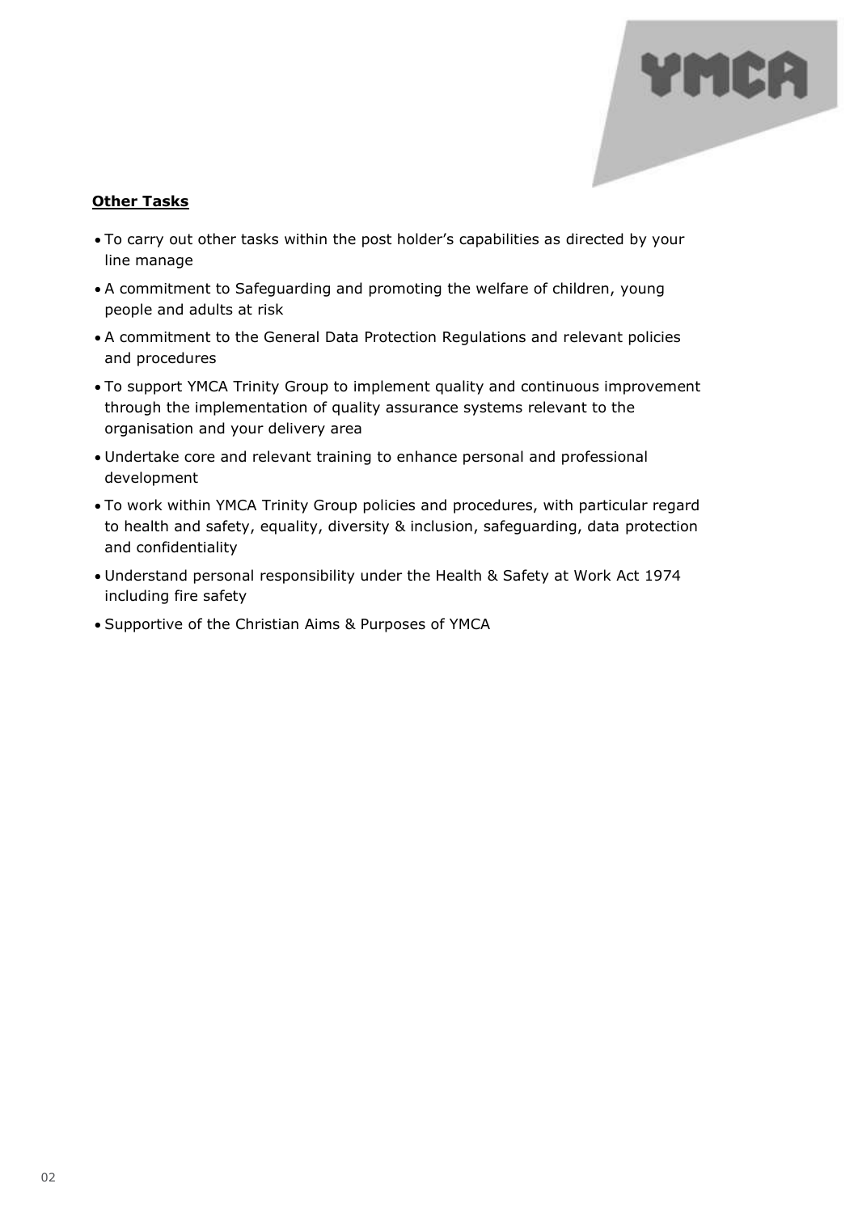**Other Tasks**

- To carry out other tasks within the post holder's capabilities as directed by your line manage
- A commitment to Safeguarding and promoting the welfare of children, young people and adults at risk
- A commitment to the General Data Protection Regulations and relevant policies and procedures
- To support YMCA Trinity Group to implement quality and continuous improvement through the implementation of quality assurance systems relevant to the organisation and your delivery area
- Undertake core and relevant training to enhance personal and professional development
- To work within YMCA Trinity Group policies and procedures, with particular regard to health and safety, equality, diversity & inclusion, safeguarding, data protection and confidentiality
- Understand personal responsibility under the Health & Safety at Work Act 1974 including fire safety
- Supportive of the Christian Aims & Purposes of YMCA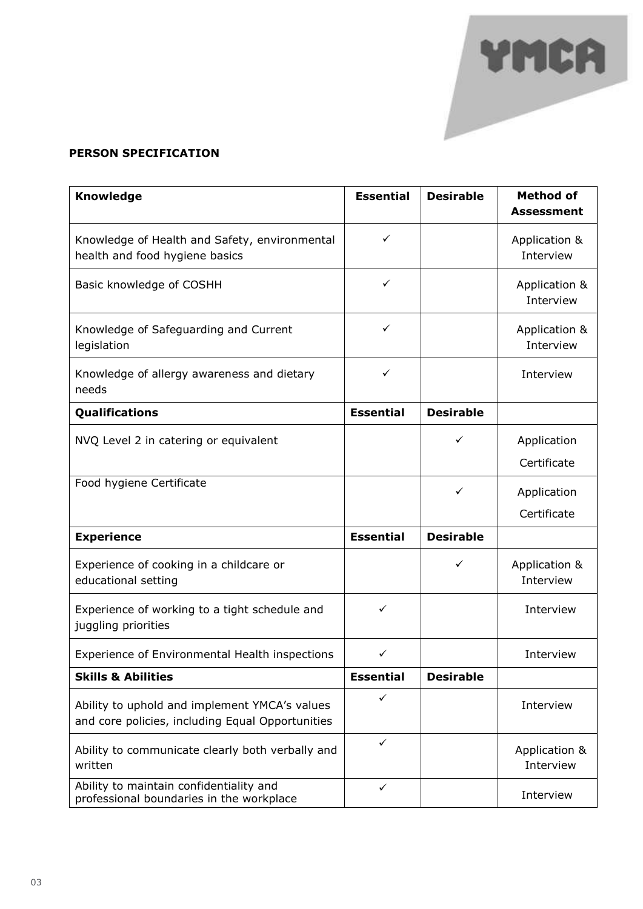**PERSON SPECIFICATION**

| **Knowledge** | **Essential** | **Desirable** | **Method of Assessment** |
| --- | --- | --- | --- |
| Knowledge of Health and Safety, environmental health and food hygiene basics | ✓ | | Application & Interview |
| Basic knowledge of COSHH | ✓ | | Application & Interview |
| Knowledge of Safeguarding and Current legislation | ✓ | | Application & Interview |
| Knowledge of allergy awareness and dietary needs | ✓ | | Interview |
| **Qualifications** | **Essential** | **Desirable** | |
| NVQ Level 2 in catering or equivalent | | ✓ | Application Certificate |
| Food hygiene Certificate | | ✓ | Application Certificate |
| **Experience** | **Essential** | **Desirable** | |
| Experience of cooking in a childcare or educational setting | | ✓ | Application & Interview |
| Experience of working to a tight schedule and juggling priorities | ✓ | | Interview |
| Experience of Environmental Health inspections | ✓ | | Interview |
| **Skills & Abilities** | **Essential** | **Desirable** | |
| Ability to uphold and implement YMCA's values and core policies, including Equal Opportunities | ✓ | | Interview |
| Ability to communicate clearly both verbally and written | ✓ | | Application & Interview |
| Ability to maintain confidentiality and professional boundaries in the workplace | ✓ | | Interview |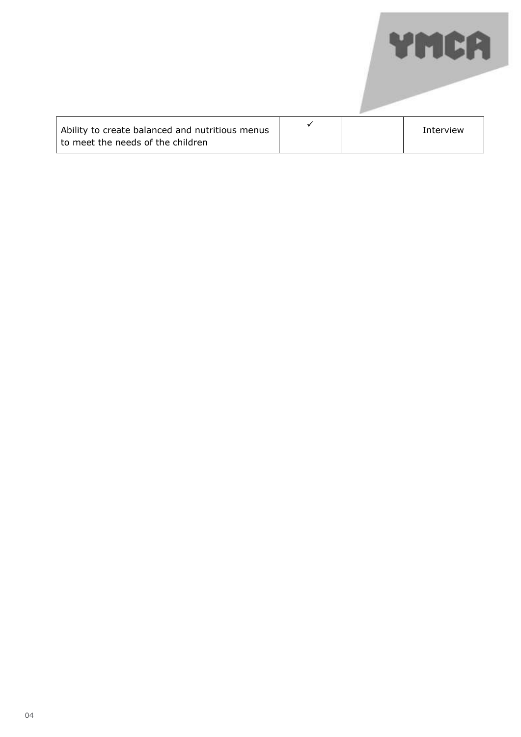| | | | |
|---|---|---|---|
| Ability to create balanced and nutritious menus to meet the needs of the children | ✓ | | Interview |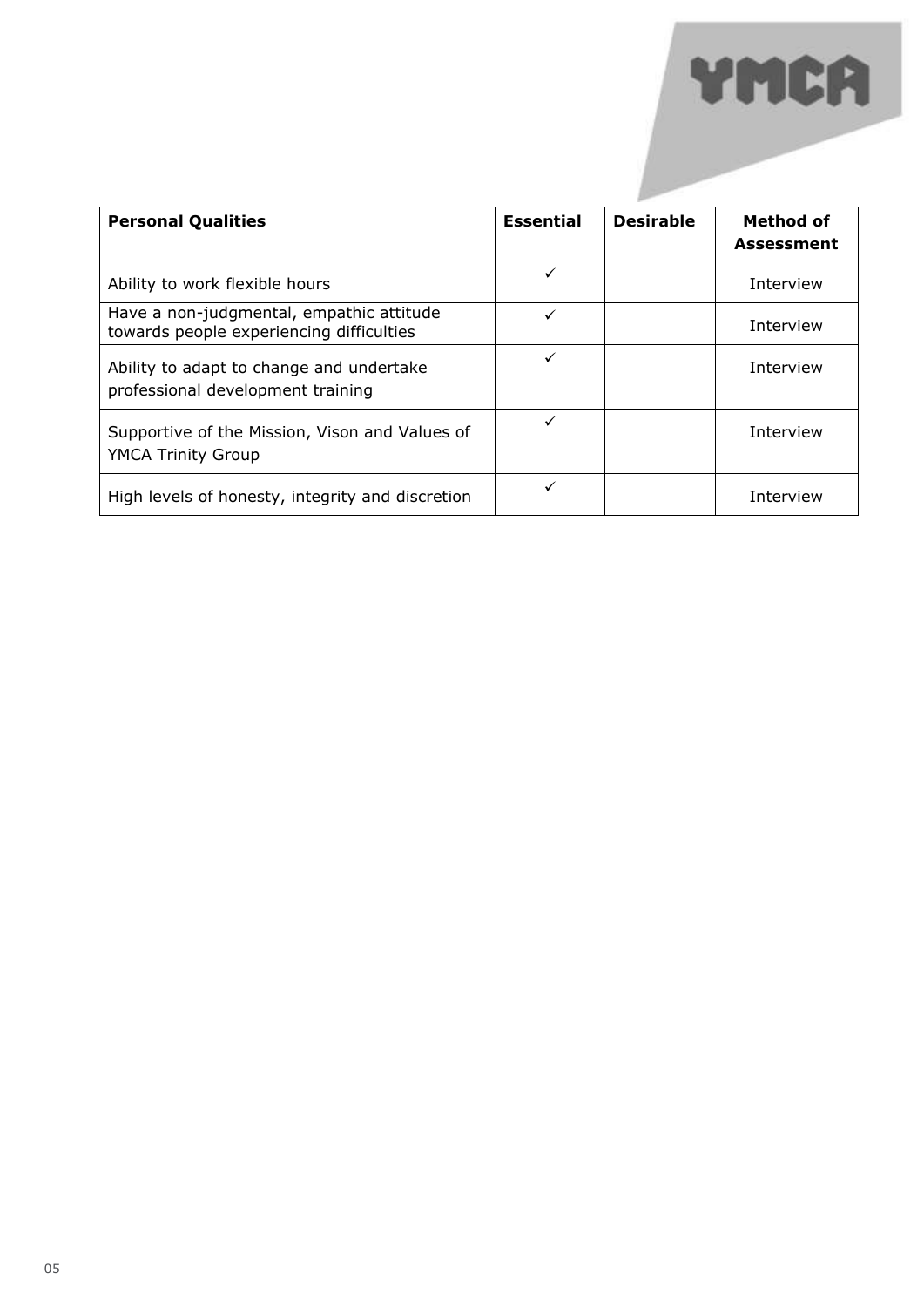| **Personal Qualities** | **Essential** | **Desirable** | **Method of Assessment** |
| --- | --- | --- | --- |
| Ability to work flexible hours | ✓ | | Interview |
| Have a non-judgmental, empathic attitude towards people experiencing difficulties | ✓ | | Interview |
| Ability to adapt to change and undertake professional development training | ✓ | | Interview |
| Supportive of the Mission, Vison and Values of YMCA Trinity Group | ✓ | | Interview |
| High levels of honesty, integrity and discretion | ✓ | | Interview |